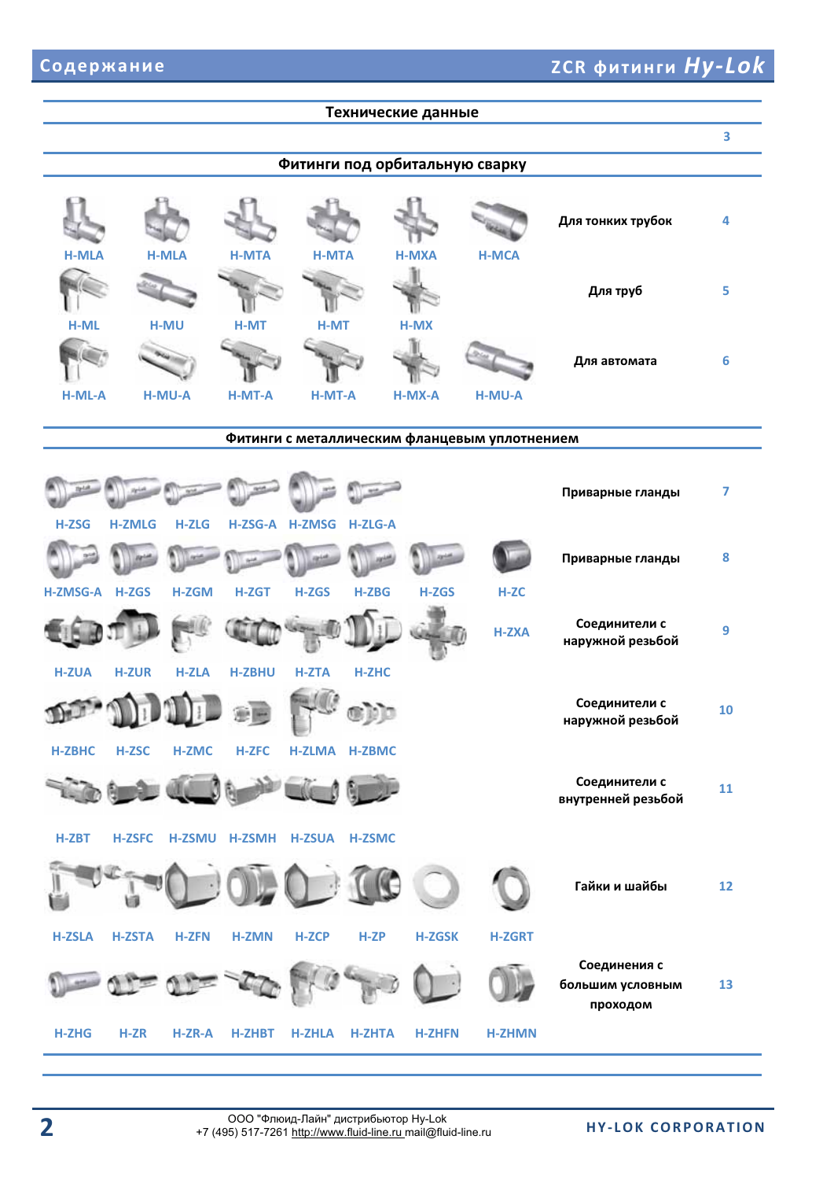# Содержание

## ZCR фитинги *Hy-Lok*

### Технические данные

| | |
|---|---|
| Технические данные | 3 |

### Фитинги под орбитальную сварку

| Фитинги | Назначение | Стр. |
|---|---|---|
| H-MLA, H-MLA, H-MTA, H-MTA, H-MXA, H-MCA | Для тонких трубок | 4 |
| H-ML, H-MU, H-MT, H-MT, H-MX | Для труб | 5 |
| H-ML-A, H-MU-A, H-MT-A, H-MT-A, H-MX-A, H-MU-A | Для автомата | 6 |

### Фитинги с металлическим фланцевым уплотнением

| Фитинги | Назначение | Стр. |
|---|---|---|
| H-ZSG, H-ZMLG, H-ZLG, H-ZSG-A, H-ZMSG, H-ZLG-A | Приварные гланды | 7 |
| H-ZMSG-A, H-ZGS, H-ZGM, H-ZGT, H-ZGS, H-ZBG, H-ZGS, H-ZC | Приварные гланды | 8 |
| H-ZUA, H-ZUR, H-ZLA, H-ZBHU, H-ZTA, H-ZHC, H-ZXA | Соединители с наружной резьбой | 9 |
| H-ZBHC, H-ZSC, H-ZMC, H-ZFC, H-ZLMA, H-ZBMC | Соединители с наружной резьбой | 10 |
| H-ZBT, H-ZSFC, H-ZSMU, H-ZSMH, H-ZSUA, H-ZSMC | Соединители с внутренней резьбой | 11 |
| H-ZSLA, H-ZSTA, H-ZFN, H-ZMN, H-ZCP, H-ZP, H-ZGSK, H-ZGRT | Гайки и шайбы | 12 |
| H-ZHG, H-ZR, H-ZR-A, H-ZHBT, H-ZHLA, H-ZHTA, H-ZHFN, H-ZHMN | Соединения с большим условным проходом | 13 |

ООО "Флюид-Лайн" дистрибьютор Hy-Lok
+7 (495) 517-7261 http://www.fluid-line.ru mail@fluid-line.ru

HY-LOK CORPORATION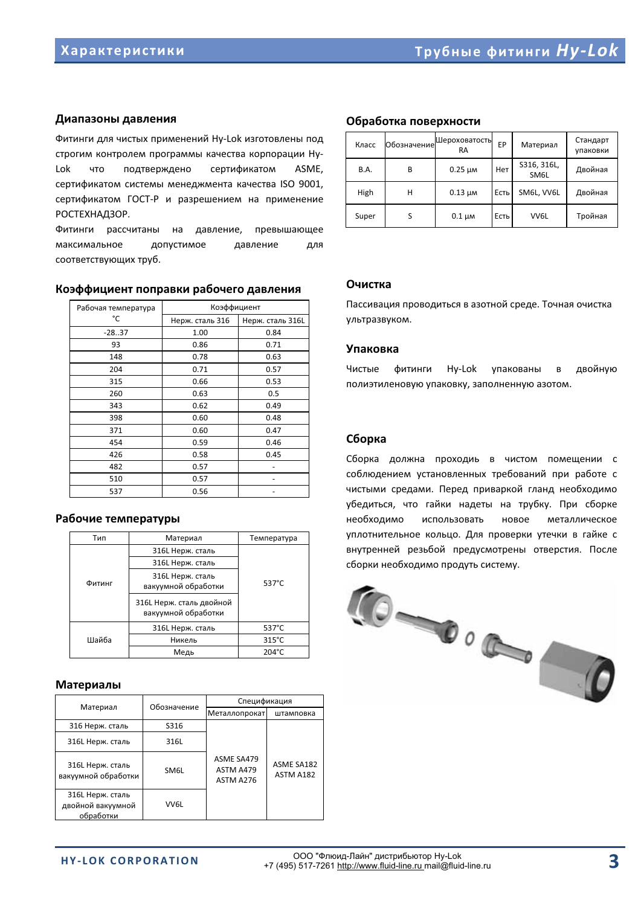## Диапазоны давления

Фитинги для чистых применений Hy-Lok изготовлены под строгим контролем программы качества корпорации Hy-Lok что подтверждено сертификатом ASME, сертификатом системы менеджмента качества ISO 9001, сертификатом ГОСТ-Р и разрешением на применение РОСТЕХНАДЗОР.

Фитинги рассчитаны на давление, превышающее максимальное допустимое давление для соответствующих труб.

## Коэффициент поправки рабочего давления

| Рабочая температура °C | Коэффициент | |
|---|---|---|
| | Нерж. сталь 316 | Нерж. сталь 316L |
| -28..37 | 1.00 | 0.84 |
| 93 | 0.86 | 0.71 |
| 148 | 0.78 | 0.63 |
| 204 | 0.71 | 0.57 |
| 315 | 0.66 | 0.53 |
| 260 | 0.63 | 0.5 |
| 343 | 0.62 | 0.49 |
| 398 | 0.60 | 0.48 |
| 371 | 0.60 | 0.47 |
| 454 | 0.59 | 0.46 |
| 426 | 0.58 | 0.45 |
| 482 | 0.57 | - |
| 510 | 0.57 | - |
| 537 | 0.56 | - |

## Рабочие температуры

| Тип | Материал | Температура |
|---|---|---|
| Фитинг | 316L Нерж. сталь | 537°C |
| | 316L Нерж. сталь | |
| | 316L Нерж. сталь вакуумной обработки | |
| | 316L Нерж. сталь двойной вакуумной обработки | |
| Шайба | 316L Нерж. сталь | 537°C |
| | Никель | 315°C |
| | Медь | 204°C |

## Материалы

| Материал | Обозначение | Спецификация | |
|---|---|---|---|
| | | Металлопрокат | штамповка |
| 316 Нерж. сталь | S316 | ASME SA479<br>ASTM A479<br>ASTM A276 | ASME SA182<br>ASTM A182 |
| 316L Нерж. сталь | 316L | | |
| 316L Нерж. сталь вакуумной обработки | SM6L | | |
| 316L Нерж. сталь двойной вакуумной обработки | VV6L | | |

## Обработка поверхности

| Класс | Обозначение | Шероховатость RA | EP | Материал | Стандарт упаковки |
|---|---|---|---|---|---|
| B.A. | B | 0.25 µм | Нет | S316, 316L, SM6L | Двойная |
| High | H | 0.13 µм | Есть | SM6L, VV6L | Двойная |
| Super | S | 0.1 µм | Есть | VV6L | Тройная |

## Очистка

Пассивация проводиться в азотной среде. Точная очистка ультразвуком.

## Упаковка

Чистые фитинги Hy-Lok упакованы в двойную полиэтиленовую упаковку, заполненную азотом.

## Сборка

Сборка должна проходидь в чистом помещении с соблюдением установленных требований при работе с чистыми средами. Перед приваркой гланд необходимо убедиться, что гайки надеты на трубку. При сборке необходимо использовать новое металлическое уплотнительное кольцо. Для проверки утечки в гайке с внутренней резьбой предусмотрены отверстия. После сборки необходимо продуть систему.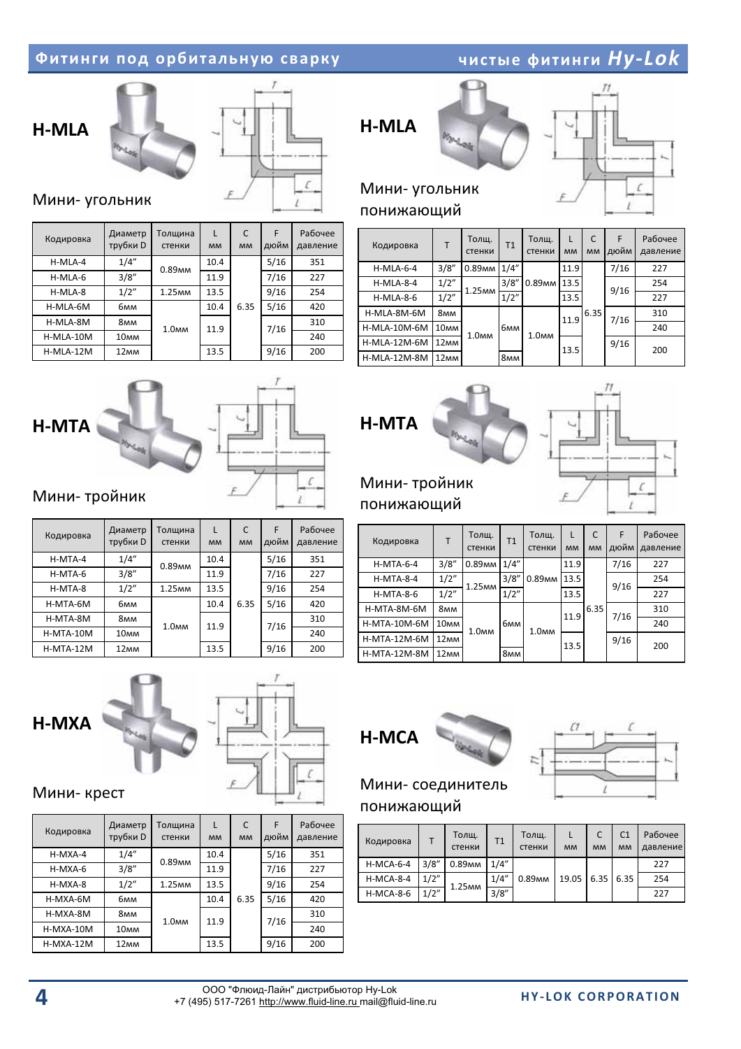# Фитинги под орбитальную сварку

## чистые фитинги Hy-Lok

## H-MLA

Мини- угольник

| Кодировка | Диаметр трубки D | Толщина стенки | L мм | C мм | F дюйм | Рабочее давление |
|---|---|---|---|---|---|---|
| H-MLA-4 | 1/4" | 0.89мм | 10.4 | 6.35 | 5/16 | 351 |
| H-MLA-6 | 3/8" | | 11.9 | | 7/16 | 227 |
| H-MLA-8 | 1/2" | 1.25мм | 13.5 | | 9/16 | 254 |
| H-MLA-6M | 6мм | 1.0мм | 10.4 | | 5/16 | 420 |
| H-MLA-8M | 8мм | | 11.9 | | 7/16 | 310 |
| H-MLA-10M | 10мм | | | | | 240 |
| H-MLA-12M | 12мм | | 13.5 | | 9/16 | 200 |

## H-MLA

Мини- угольник понижающий

| Кодировка | T | Толщ. стенки | T1 | Толщ. стенки | L мм | C мм | F дюйм | Рабочее давление |
|---|---|---|---|---|---|---|---|---|
| H-MLA-6-4 | 3/8" | 0.89мм | 1/4" | 0.89мм | 11.9 | 6.35 | 7/16 | 227 |
| H-MLA-8-4 | 1/2" | 1.25мм | 3/8" | | 13.5 | | 9/16 | 254 |
| H-MLA-8-6 | 1/2" | | 1/2" | | 13.5 | | | 227 |
| H-MLA-8M-6M | 8мм | 1.0мм | 6мм | 1.0мм | 11.9 | | 7/16 | 310 |
| H-MLA-10M-6M | 10мм | | | | | | | 240 |
| H-MLA-12M-6M | 12мм | | | | 13.5 | | 9/16 | 200 |
| H-MLA-12M-8M | 12мм | | 8мм | | | | | |

## H-MTA

Мини- тройник

| Кодировка | Диаметр трубки D | Толщина стенки | L мм | C мм | F дюйм | Рабочее давление |
|---|---|---|---|---|---|---|
| H-MTA-4 | 1/4" | 0.89мм | 10.4 | 6.35 | 5/16 | 351 |
| H-MTA-6 | 3/8" | | 11.9 | | 7/16 | 227 |
| H-MTA-8 | 1/2" | 1.25мм | 13.5 | | 9/16 | 254 |
| H-MTA-6M | 6мм | 1.0мм | 10.4 | | 5/16 | 420 |
| H-MTA-8M | 8мм | | 11.9 | | 7/16 | 310 |
| H-MTA-10M | 10мм | | | | | 240 |
| H-MTA-12M | 12мм | | 13.5 | | 9/16 | 200 |

## H-MTA

Мини- тройник понижающий

| Кодировка | T | Толщ. стенки | T1 | Толщ. стенки | L мм | C мм | F дюйм | Рабочее давление |
|---|---|---|---|---|---|---|---|---|
| H-MTA-6-4 | 3/8" | 0.89мм | 1/4" | 0.89мм | 11.9 | 6.35 | 7/16 | 227 |
| H-MTA-8-4 | 1/2" | 1.25мм | 3/8" | | 13.5 | | 9/16 | 254 |
| H-MTA-8-6 | 1/2" | | 1/2" | | 13.5 | | | 227 |
| H-MTA-8M-6M | 8мм | 1.0мм | 6мм | 1.0мм | 11.9 | | 7/16 | 310 |
| H-MTA-10M-6M | 10мм | | | | | | | 240 |
| H-MTA-12M-6M | 12мм | | | | 13.5 | | 9/16 | 200 |
| H-MTA-12M-8M | 12мм | | 8мм | | | | | |

## H-MXA

Мини- крест

| Кодировка | Диаметр трубки D | Толщина стенки | L мм | C мм | F дюйм | Рабочее давление |
|---|---|---|---|---|---|---|
| H-MXA-4 | 1/4" | 0.89мм | 10.4 | 6.35 | 5/16 | 351 |
| H-MXA-6 | 3/8" | | 11.9 | | 7/16 | 227 |
| H-MXA-8 | 1/2" | 1.25мм | 13.5 | | 9/16 | 254 |
| H-MXA-6M | 6мм | 1.0мм | 10.4 | | 5/16 | 420 |
| H-MXA-8M | 8мм | | 11.9 | | 7/16 | 310 |
| H-MXA-10M | 10мм | | | | | 240 |
| H-MXA-12M | 12мм | | 13.5 | | 9/16 | 200 |

## H-MCA

Мини- соединитель понижающий

| Кодировка | T | Толщ. стенки | T1 | Толщ. стенки | L мм | C мм | C1 мм | Рабочее давление |
|---|---|---|---|---|---|---|---|---|
| H-MCA-6-4 | 3/8" | 0.89мм | 1/4" | 0.89мм | 19.05 | 6.35 | 6.35 | 227 |
| H-MCA-8-4 | 1/2" | 1.25мм | 1/4" | | | | | 254 |
| H-MCA-8-6 | 1/2" | | 3/8" | | | | | 227 |

ООО "Флюид-Лайн" дистрибьютор Hy-Lok
+7 (495) 517-7261 http://www.fluid-line.ru mail@fluid-line.ru

HY-LOK CORPORATION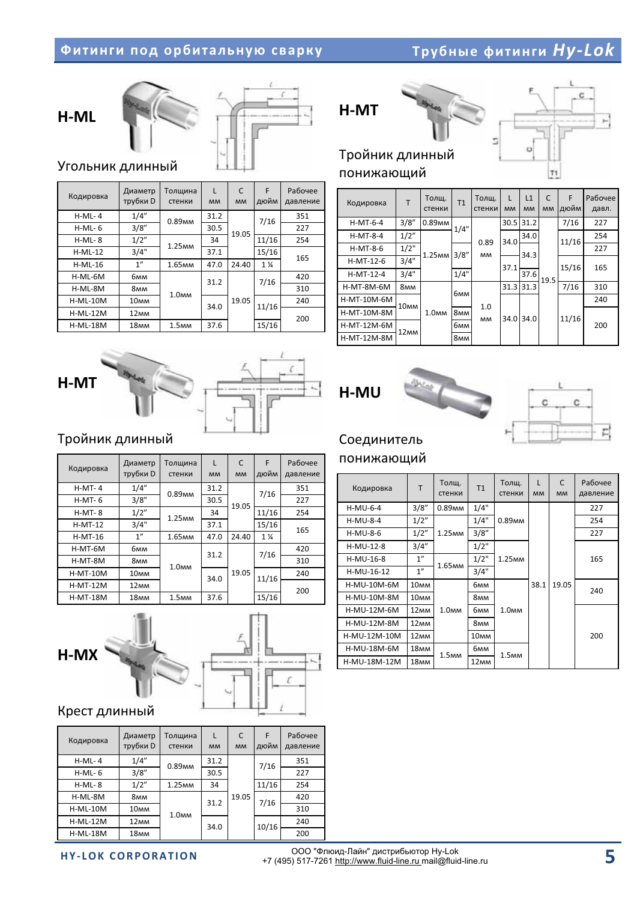## H-ML

Угольник длинный

| Кодировка | Диаметр трубки D | Толщина стенки | L мм | C мм | F дюйм | Рабочее давление |
|---|---|---|---|---|---|---|
| H-ML- 4 | 1/4" | 0.89мм | 31.2 | 19.05 | 7/16 | 351 |
| H-ML- 6 | 3/8" | | 30.5 | | | 227 |
| H-ML- 8 | 1/2" | 1.25мм | 34 | | 11/16 | 254 |
| H-ML-12 | 3/4" | | 37.1 | | 15/16 | 165 |
| H-ML-16 | 1" | 1.65мм | 47.0 | 24.40 | 1 ¼ | |
| H-ML-6M | 6мм | 1.0мм | 31.2 | 19.05 | 7/16 | 420 |
| H-ML-8M | 8мм | | | | | 310 |
| H-ML-10M | 10мм | | 34.0 | | 11/16 | 240 |
| H-ML-12M | 12мм | | | | | 200 |
| H-ML-18M | 18мм | 1.5мм | 37.6 | | 15/16 | |

## H-MT

Тройник длинный понижающий

| Кодировка | T | Толщ. стенки | T1 | Толщ. стенки | L мм | L1 мм | C мм | F дюйм | Рабочее давл. |
|---|---|---|---|---|---|---|---|---|---|
| H-MT-6-4 | 3/8" | 0.89мм | 1/4" | 0.89 мм | 30.5 | 31.2 | 19.5 | 7/16 | 227 |
| H-MT-8-4 | 1/2" | 1.25мм | | | 34.0 | 34.0 | | 11/16 | 254 |
| H-MT-8-6 | 1/2" | | 3/8" | | | 34.3 | | | 227 |
| H-MT-12-6 | 3/4" | | | | 37.1 | | | 15/16 | 165 |
| H-MT-12-4 | 3/4" | | 1/4" | | | 37.6 | | | |
| H-MT-8M-6M | 8мм | 1.0мм | 6мм | 1.0 мм | 31.3 | 31.3 | | 7/16 | 310 |
| H-MT-10M-6M | 10мм | | | | 34.0 | 34.0 | | 11/16 | 240 |
| H-MT-10M-8M | | | 8мм | | | | | | 200 |
| H-MT-12M-6M | 12мм | | 6мм | | | | | | |
| H-MT-12M-8M | | | 8мм | | | | | | |

## H-MT

Тройник длинный

| Кодировка | Диаметр трубки D | Толщина стенки | L мм | C мм | F дюйм | Рабочее давление |
|---|---|---|---|---|---|---|
| H-MT- 4 | 1/4" | 0.89мм | 31.2 | 19.05 | 7/16 | 351 |
| H-MT- 6 | 3/8" | | 30.5 | | | 227 |
| H-MT- 8 | 1/2" | 1.25мм | 34 | | 11/16 | 254 |
| H-MT-12 | 3/4" | | 37.1 | | 15/16 | 165 |
| H-MT-16 | 1" | 1.65мм | 47.0 | 24.40 | 1 ¼ | |
| H-MT-6M | 6мм | 1.0мм | 31.2 | 19.05 | 7/16 | 420 |
| H-MT-8M | 8мм | | | | | 310 |
| H-MT-10M | 10мм | | 34.0 | | 11/16 | 240 |
| H-MT-12M | 12мм | | | | | 200 |
| H-MT-18M | 18мм | 1.5мм | 37.6 | | 15/16 | |

## H-MU

Соединитель понижающий

| Кодировка | T | Толщ. стенки | T1 | Толщ. стенки | L мм | C мм | Рабочее давление |
|---|---|---|---|---|---|---|---|
| H-MU-6-4 | 3/8" | 0.89мм | 1/4" | 0.89мм | 38.1 | 19.05 | 227 |
| H-MU-8-4 | 1/2" | 1.25мм | 1/4" | | | | 254 |
| H-MU-8-6 | 1/2" | | 3/8" | | | | 227 |
| H-MU-12-8 | 3/4" | | 1/2" | 1.25мм | | | 165 |
| H-MU-16-8 | 1" | 1.65мм | 1/2" | | | | |
| H-MU-16-12 | 1" | | 3/4" | | | | |
| H-MU-10M-6M | 10мм | 1.0мм | 6мм | 1.0мм | | | 240 |
| H-MU-10M-8M | 10мм | | 8мм | | | | |
| H-MU-12M-6M | 12мм | | 6мм | | | | 200 |
| H-MU-12M-8M | 12мм | | 8мм | | | | |
| H-MU-12M-10M | 12мм | | 10мм | | | | |
| H-MU-18M-6M | 18мм | 1.5мм | 6мм | 1.5мм | | | |
| H-MU-18M-12M | 18мм | | 12мм | | | | |

## H-MX

Крест длинный

| Кодировка | Диаметр трубки D | Толщина стенки | L мм | C мм | F дюйм | Рабочее давление |
|---|---|---|---|---|---|---|
| H-ML- 4 | 1/4" | 0.89мм | 31.2 | 19.05 | 7/16 | 351 |
| H-ML- 6 | 3/8" | | 30.5 | | | 227 |
| H-ML- 8 | 1/2" | 1.25мм | 34 | | 11/16 | 254 |
| H-ML-8M | 8мм | 1.0мм | 31.2 | | 7/16 | 420 |
| H-ML-10M | 10мм | | | | | 310 |
| H-ML-12M | 12мм | | 34.0 | | 10/16 | 240 |
| H-ML-18M | 18мм | | | | | 200 |

HY-LOK CORPORATION

ООО "Флюид-Лайн" дистрибьютор Hy-Lok
+7 (495) 517-7261 http://www.fluid-line.ru mail@fluid-line.ru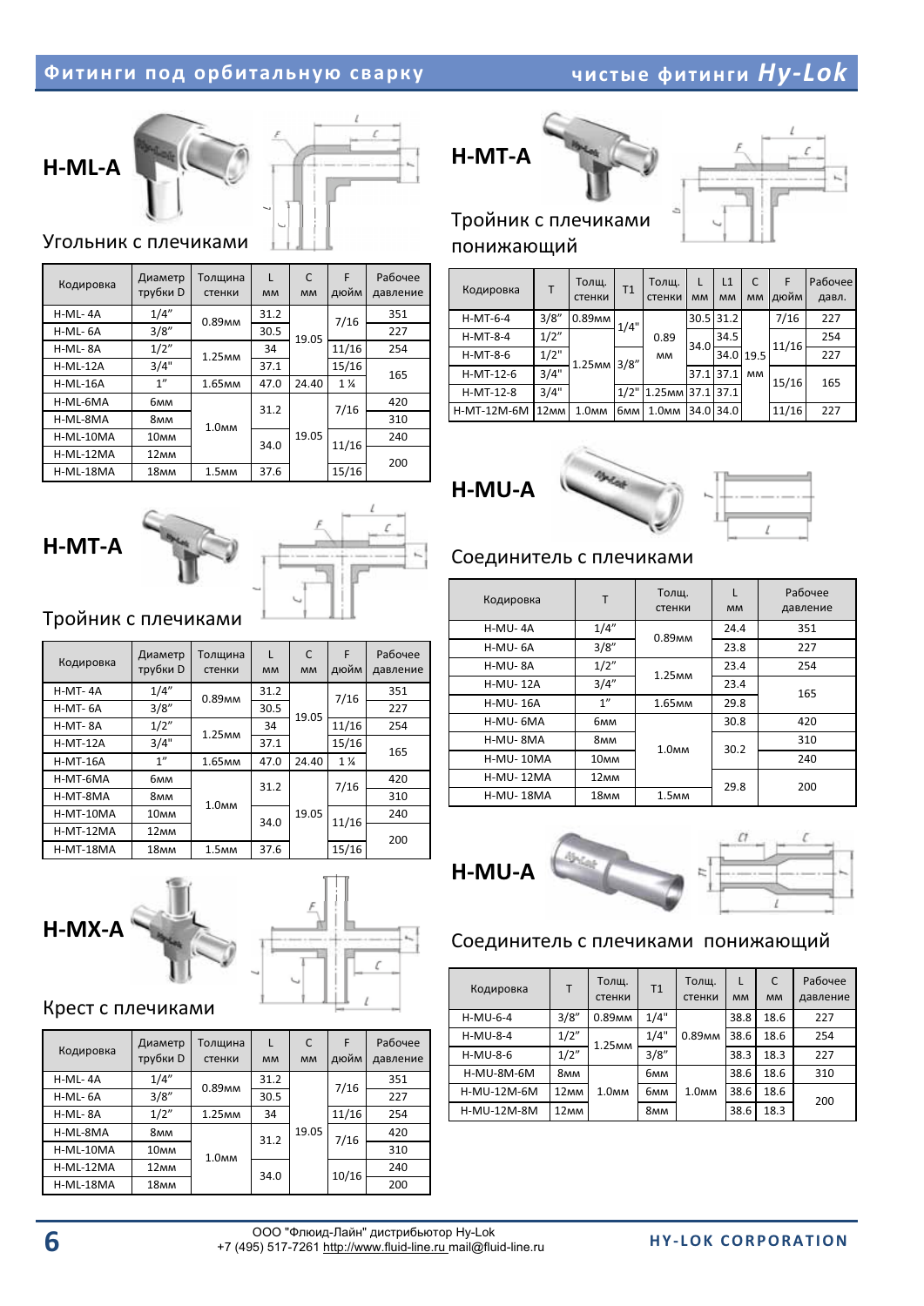## H-ML-A

Угольник с плечиками

| Кодировка | Диаметр трубки D | Толщина стенки | L мм | C мм | F дюйм | Рабочее давление |
|---|---|---|---|---|---|---|
| H-ML- 4A | 1/4″ | 0.89мм | 31.2 | 19.05 | 7/16 | 351 |
| H-ML- 6A | 3/8″ | | 30.5 | | | 227 |
| H-ML- 8A | 1/2″ | 1.25мм | 34 | | 11/16 | 254 |
| H-ML-12A | 3/4" | | 37.1 | | 15/16 | 165 |
| H-ML-16A | 1″ | 1.65мм | 47.0 | 24.40 | 1 ¼ | |
| H-ML-6MA | 6мм | 1.0мм | 31.2 | 19.05 | 7/16 | 420 |
| H-ML-8MA | 8мм | | | | | 310 |
| H-ML-10MA | 10мм | | 34.0 | | 11/16 | 240 |
| H-ML-12MA | 12мм | | | | | 200 |
| H-ML-18MA | 18мм | 1.5мм | 37.6 | | 15/16 | |

## H-MT-A

Тройник с плечиками

| Кодировка | Диаметр трубки D | Толщина стенки | L мм | C мм | F дюйм | Рабочее давление |
|---|---|---|---|---|---|---|
| H-MT- 4A | 1/4″ | 0.89мм | 31.2 | 19.05 | 7/16 | 351 |
| H-MT- 6A | 3/8″ | | 30.5 | | | 227 |
| H-MT- 8A | 1/2″ | 1.25мм | 34 | | 11/16 | 254 |
| H-MT-12A | 3/4" | | 37.1 | | 15/16 | 165 |
| H-MT-16A | 1″ | 1.65мм | 47.0 | 24.40 | 1 ¼ | |
| H-MT-6MA | 6мм | 1.0мм | 31.2 | 19.05 | 7/16 | 420 |
| H-MT-8MA | 8мм | | | | | 310 |
| H-MT-10MA | 10мм | | 34.0 | | 11/16 | 240 |
| H-MT-12MA | 12мм | | | | | 200 |
| H-MT-18MA | 18мм | 1.5мм | 37.6 | | 15/16 | |

## H-MX-A

Крест с плечиками

| Кодировка | Диаметр трубки D | Толщина стенки | L мм | C мм | F дюйм | Рабочее давление |
|---|---|---|---|---|---|---|
| H-ML- 4A | 1/4″ | 0.89мм | 31.2 | 19.05 | 7/16 | 351 |
| H-ML- 6A | 3/8″ | | 30.5 | | | 227 |
| H-ML- 8A | 1/2″ | 1.25мм | 34 | | 11/16 | 254 |
| H-ML-8MA | 8мм | 1.0мм | 31.2 | | 7/16 | 420 |
| H-ML-10MA | 10мм | | | | | 310 |
| H-ML-12MA | 12мм | | 34.0 | | 10/16 | 240 |
| H-ML-18MA | 18мм | | | | | 200 |

## H-MT-A

Тройник с плечиками понижающий

| Кодировка | T | Толщ. стенки | T1 | Толщ. стенки | L мм | L1 мм | C мм | F дюйм | Рабочее давл. |
|---|---|---|---|---|---|---|---|---|---|
| H-MT-6-4 | 3/8″ | 0.89мм | 1/4" | 0.89 мм | 30.5 | 31.2 | 19.5 мм | 7/16 | 227 |
| H-MT-8-4 | 1/2″ | 1.25мм | | | 34.0 | 34.5 | | 11/16 | 254 |
| H-MT-8-6 | 1/2″ | | 3/8″ | | | 34.0 | | | 227 |
| H-MT-12-6 | 3/4″ | | | | 37.1 | 37.1 | | 15/16 | 165 |
| H-MT-12-8 | 3/4″ | | 1/2" | 1.25мм | 37.1 | 37.1 | | | |
| H-MT-12M-6M | 12мм | 1.0мм | 6мм | 1.0мм | 34.0 | 34.0 | | 11/16 | 227 |

## H-MU-A

Соединитель с плечиками

| Кодировка | T | Толщ. стенки | L мм | Рабочее давление |
|---|---|---|---|---|
| H-MU- 4A | 1/4″ | 0.89мм | 24.4 | 351 |
| H-MU- 6A | 3/8″ | | 23.8 | 227 |
| H-MU- 8A | 1/2″ | 1.25мм | 23.4 | 254 |
| H-MU- 12A | 3/4″ | | 23.4 | 165 |
| H-MU- 16A | 1″ | 1.65мм | 29.8 | |
| H-MU- 6MA | 6мм | 1.0мм | 30.8 | 420 |
| H-MU- 8MA | 8мм | | 30.2 | 310 |
| H-MU- 10MA | 10мм | | | 240 |
| H-MU- 12MA | 12мм | | 29.8 | 200 |
| H-MU- 18MA | 18мм | 1.5мм | | |

## H-MU-A

Соединитель с плечиками понижающий

| Кодировка | T | Толщ. стенки | T1 | Толщ. стенки | L мм | C мм | Рабочее давление |
|---|---|---|---|---|---|---|---|
| H-MU-6-4 | 3/8″ | 0.89мм | 1/4" | 0.89мм | 38.8 | 18.6 | 227 |
| H-MU-8-4 | 1/2″ | 1.25мм | 1/4" | | 38.6 | 18.6 | 254 |
| H-MU-8-6 | 1/2″ | | 3/8″ | | 38.3 | 18.3 | 227 |
| H-MU-8M-6M | 8мм | 1.0мм | 6мм | 1.0мм | 38.6 | 18.6 | 310 |
| H-MU-12M-6M | 12мм | | 6мм | | 38.6 | 18.6 | 200 |
| H-MU-12M-8M | 12мм | | 8мм | | 38.6 | 18.3 | |

ООО "Флюид-Лайн" дистрибьютор Hy-Lok
+7 (495) 517-7261 http://www.fluid-line.ru mail@fluid-line.ru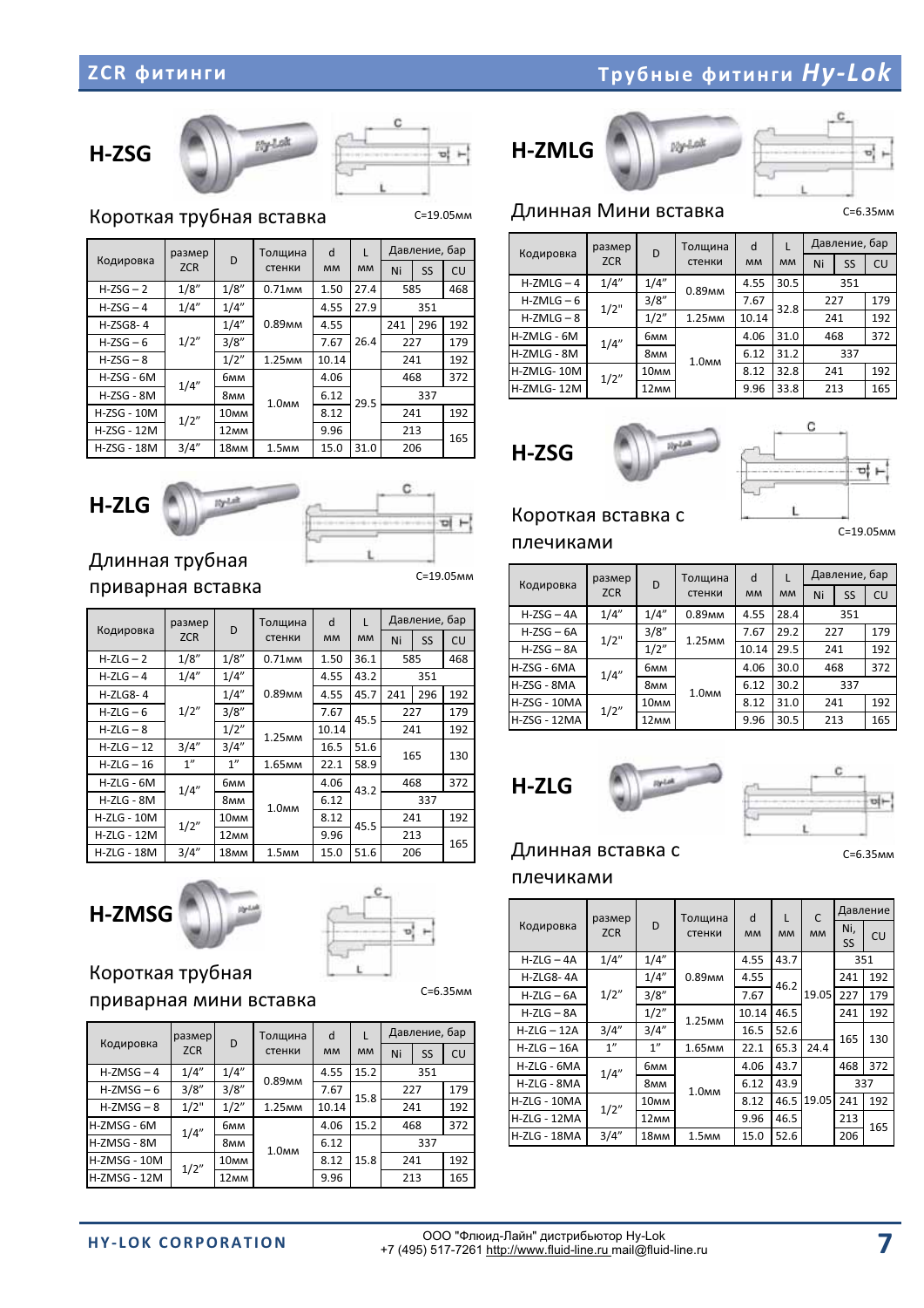## H-ZSG

### Короткая трубная вставка

C=19.05мм

| Кодировка | размер ZCR | D | Толщина стенки | d мм | L мм | Давление, бар | | |
|---|---|---|---|---|---|---|---|---|
| | | | | | | Ni | SS | CU |
| H-ZSG – 2 | 1/8″ | 1/8″ | 0.71мм | 1.50 | 27.4 | 585 | | 468 |
| H-ZSG – 4 | 1/4″ | 1/4″ | 0.89мм | 4.55 | 27.9 | 351 | | |
| H-ZSG8- 4 | 1/2″ | 1/4″ | | 4.55 | 26.4 | 241 | 296 | 192 |
| H-ZSG – 6 | | 3/8″ | | 7.67 | | 227 | | 179 |
| H-ZSG – 8 | | 1/2″ | 1.25мм | 10.14 | | 241 | | 192 |
| H-ZSG - 6M | 1/4″ | 6мм | 1.0мм | 4.06 | 29.5 | 468 | | 372 |
| H-ZSG - 8M | | 8мм | | 6.12 | | 337 | | |
| H-ZSG - 10M | 1/2″ | 10мм | | 8.12 | | 241 | | 192 |
| H-ZSG - 12M | | 12мм | | 9.96 | | 213 | | 165 |
| H-ZSG - 18M | 3/4″ | 18мм | 1.5мм | 15.0 | 31.0 | 206 | | |

## H-ZLG

### Длинная трубная приварная вставка

C=19.05мм

| Кодировка | размер ZCR | D | Толщина стенки | d мм | L мм | Давление, бар | | |
|---|---|---|---|---|---|---|---|---|
| | | | | | | Ni | SS | CU |
| H-ZLG – 2 | 1/8″ | 1/8″ | 0.71мм | 1.50 | 36.1 | 585 | | 468 |
| H-ZLG – 4 | 1/4″ | 1/4″ | 0.89мм | 4.55 | 43.2 | 351 | | |
| H-ZLG8- 4 | 1/2″ | 1/4″ | | 4.55 | 45.7 | 241 | 296 | 192 |
| H-ZLG – 6 | | 3/8″ | | 7.67 | 45.5 | 227 | | 179 |
| H-ZLG – 8 | | 1/2″ | 1.25мм | 10.14 | | 241 | | 192 |
| H-ZLG – 12 | 3/4″ | 3/4″ | | 16.5 | 51.6 | 165 | | 130 |
| H-ZLG – 16 | 1″ | 1″ | 1.65мм | 22.1 | 58.9 | | | |
| H-ZLG - 6M | 1/4″ | 6мм | 1.0мм | 4.06 | 43.2 | 468 | | 372 |
| H-ZLG - 8M | | 8мм | | 6.12 | | 337 | | |
| H-ZLG - 10M | 1/2″ | 10мм | | 8.12 | 45.5 | 241 | | 192 |
| H-ZLG - 12M | | 12мм | | 9.96 | | 213 | | 165 |
| H-ZLG - 18M | 3/4″ | 18мм | 1.5мм | 15.0 | 51.6 | 206 | | |

## H-ZMSG

### Короткая трубная приварная мини вставка

C=6.35мм

| Кодировка | размер ZCR | D | Толщина стенки | d мм | L мм | Давление, бар | | |
|---|---|---|---|---|---|---|---|---|
| | | | | | | Ni | SS | CU |
| H-ZMSG – 4 | 1/4″ | 1/4″ | 0.89мм | 4.55 | 15.2 | 351 | | |
| H-ZMSG – 6 | 3/8″ | 3/8″ | | 7.67 | 15.8 | 227 | | 179 |
| H-ZMSG – 8 | 1/2" | 1/2″ | 1.25мм | 10.14 | | 241 | | 192 |
| H-ZMSG - 6M | 1/4″ | 6мм | 1.0мм | 4.06 | 15.2 | 468 | | 372 |
| H-ZMSG - 8M | | 8мм | | 6.12 | | 337 | | |
| H-ZMSG - 10M | 1/2″ | 10мм | | 8.12 | 15.8 | 241 | | 192 |
| H-ZMSG - 12M | | 12мм | | 9.96 | | 213 | | 165 |

## H-ZMLG

### Длинная Мини вставка

C=6.35мм

| Кодировка | размер ZCR | D | Толщина стенки | d мм | L мм | Давление, бар | | |
|---|---|---|---|---|---|---|---|---|
| | | | | | | Ni | SS | CU |
| H-ZMLG – 4 | 1/4″ | 1/4″ | 0.89мм | 4.55 | 30.5 | 351 | | |
| H-ZMLG – 6 | 1/2" | 3/8″ | | 7.67 | 32.8 | 227 | | 179 |
| H-ZMLG – 8 | | 1/2″ | 1.25мм | 10.14 | | 241 | | 192 |
| H-ZMLG - 6M | 1/4″ | 6мм | 1.0мм | 4.06 | 31.0 | 468 | | 372 |
| H-ZMLG - 8M | | 8мм | | 6.12 | 31.2 | 337 | | |
| H-ZMLG- 10M | 1/2″ | 10мм | | 8.12 | 32.8 | 241 | | 192 |
| H-ZMLG- 12M | | 12мм | | 9.96 | 33.8 | 213 | | 165 |

## H-ZSG

### Короткая вставка с плечиками

C=19.05мм

| Кодировка | размер ZCR | D | Толщина стенки | d мм | L мм | Давление, бар | | |
|---|---|---|---|---|---|---|---|---|
| | | | | | | Ni | SS | CU |
| H-ZSG – 4A | 1/4″ | 1/4″ | 0.89мм | 4.55 | 28.4 | 351 | | |
| H-ZSG – 6A | 1/2" | 3/8″ | 1.25мм | 7.67 | 29.2 | 227 | | 179 |
| H-ZSG – 8A | | 1/2″ | | 10.14 | 29.5 | 241 | | 192 |
| H-ZSG - 6MA | 1/4″ | 6мм | 1.0мм | 4.06 | 30.0 | 468 | | 372 |
| H-ZSG - 8MA | | 8мм | | 6.12 | 30.2 | 337 | | |
| H-ZSG - 10MA | 1/2″ | 10мм | | 8.12 | 31.0 | 241 | | 192 |
| H-ZSG - 12MA | | 12мм | | 9.96 | 30.5 | 213 | | 165 |

## H-ZLG

### Длинная вставка с плечиками

C=6.35мм

| Кодировка | размер ZCR | D | Толщина стенки | d мм | L мм | C мм | Давление | |
|---|---|---|---|---|---|---|---|---|
| | | | | | | | Ni, SS | CU |
| H-ZLG – 4A | 1/4″ | 1/4″ | 0.89мм | 4.55 | 43.7 | 19.05 | 351 | |
| H-ZLG8- 4A | 1/2″ | 1/4″ | | 4.55 | 46.2 | | 241 | 192 |
| H-ZLG – 6A | | 3/8″ | | 7.67 | | | 227 | 179 |
| H-ZLG – 8A | | 1/2″ | 1.25мм | 10.14 | 46.5 | | 241 | 192 |
| H-ZLG – 12A | 3/4″ | 3/4″ | | 16.5 | 52.6 | | 165 | 130 |
| H-ZLG – 16A | 1″ | 1″ | 1.65мм | 22.1 | 65.3 | 24.4 | | |
| H-ZLG - 6MA | 1/4″ | 6мм | 1.0мм | 4.06 | 43.7 | 19.05 | 468 | 372 |
| H-ZLG - 8MA | | 8мм | | 6.12 | 43.9 | | 337 | |
| H-ZLG - 10MA | 1/2″ | 10мм | | 8.12 | 46.5 | | 241 | 192 |
| H-ZLG - 12MA | | 12мм | | 9.96 | 46.5 | | 213 | 165 |
| H-ZLG - 18MA | 3/4″ | 18мм | 1.5мм | 15.0 | 52.6 | | 206 | |

HY-LOK CORPORATION

ООО "Флюид-Лайн" дистрибьютор Hy-Lok
+7 (495) 517-7261 http://www.fluid-line.ru mail@fluid-line.ru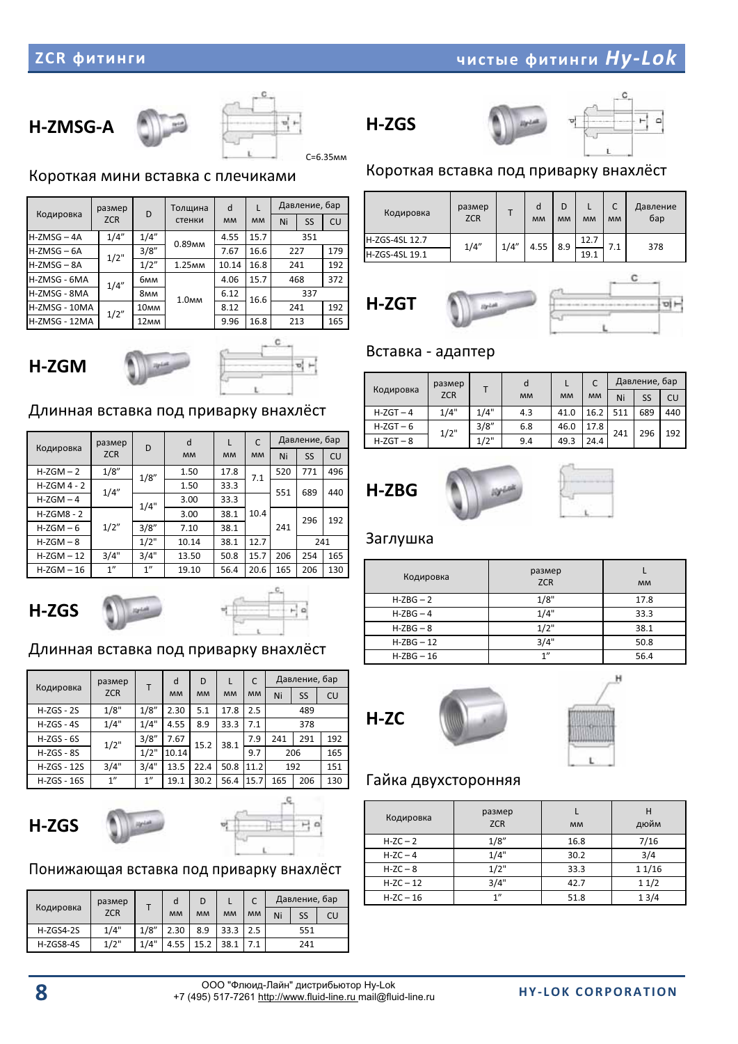## H-ZMSG-A

C=6.35мм

Короткая мини вставка с плечиками

| Кодировка | размер ZCR | D | Толщина стенки | d мм | L мм | Давление, бар | | |
|---|---|---|---|---|---|---|---|---|
| | | | | | | Ni | SS | CU |
| H-ZMSG – 4A | 1/4" | 1/4" | 0.89мм | 4.55 | 15.7 | 351 | | |
| H-ZMSG – 6A | 1/2" | 3/8" | | 7.67 | 16.6 | 227 | | 179 |
| H-ZMSG – 8A | | 1/2" | 1.25мм | 10.14 | 16.8 | 241 | | 192 |
| H-ZMSG - 6MA | 1/4" | 6мм | 1.0мм | 4.06 | 15.7 | 468 | | 372 |
| H-ZMSG - 8MA | | 8мм | | 6.12 | 16.6 | 337 | | |
| H-ZMSG - 10MA | 1/2" | 10мм | | 8.12 | | 241 | | 192 |
| H-ZMSG - 12MA | | 12мм | | 9.96 | 16.8 | 213 | | 165 |

## H-ZGM

Длинная вставка под приварку внахлёст

| Кодировка | размер ZCR | D | d мм | L мм | C мм | Давление, бар | | |
|---|---|---|---|---|---|---|---|---|
| | | | | | | Ni | SS | CU |
| H-ZGM – 2 | 1/8" | 1/8" | 1.50 | 17.8 | 7.1 | 520 | 771 | 496 |
| H-ZGM 4 - 2 | 1/4" | | 1.50 | 33.3 | | 551 | 689 | 440 |
| H-ZGM – 4 | | 1/4" | 3.00 | 33.3 | 10.4 | | | |
| H-ZGM8 - 2 | 1/2" | | 3.00 | 38.1 | | 241 | 296 | 192 |
| H-ZGM – 6 | | 3/8" | 7.10 | 38.1 | | | | |
| H-ZGM – 8 | | 1/2" | 10.14 | 38.1 | 12.7 | | 241 | |
| H-ZGM – 12 | 3/4" | 3/4" | 13.50 | 50.8 | 15.7 | 206 | 254 | 165 |
| H-ZGM – 16 | 1" | 1" | 19.10 | 56.4 | 20.6 | 165 | 206 | 130 |

## H-ZGS

Длинная вставка под приварку внахлёст

| Кодировка | размер ZCR | T | d мм | D мм | L мм | C мм | Давление, бар | | |
|---|---|---|---|---|---|---|---|---|---|
| | | | | | | | Ni | SS | CU |
| H-ZGS - 2S | 1/8" | 1/8" | 2.30 | 5.1 | 17.8 | 2.5 | | 489 | |
| H-ZGS - 4S | 1/4" | 1/4" | 4.55 | 8.9 | 33.3 | 7.1 | | 378 | |
| H-ZGS - 6S | 1/2" | 3/8" | 7.67 | 15.2 | 38.1 | 7.9 | 241 | 291 | 192 |
| H-ZGS - 8S | | 1/2" | 10.14 | | | 9.7 | 206 | | 165 |
| H-ZGS - 12S | 3/4" | 3/4" | 13.5 | 22.4 | 50.8 | 11.2 | 192 | | 151 |
| H-ZGS - 16S | 1" | 1" | 19.1 | 30.2 | 56.4 | 15.7 | 165 | 206 | 130 |

## H-ZGS

Понижающая вставка под приварку внахлёст

| Кодировка | размер ZCR | T | d мм | D мм | L мм | C мм | Давление, бар | | |
|---|---|---|---|---|---|---|---|---|---|
| | | | | | | | Ni | SS | CU |
| H-ZGS4-2S | 1/4" | 1/8" | 2.30 | 8.9 | 33.3 | 2.5 | | 551 | |
| H-ZGS8-4S | 1/2" | 1/4" | 4.55 | 15.2 | 38.1 | 7.1 | | 241 | |

## H-ZGS

Короткая вставка под приварку внахлёст

| Кодировка | размер ZCR | T | d мм | D мм | L мм | C мм | Давление бар |
|---|---|---|---|---|---|---|---|
| H-ZGS-4SL 12.7 | 1/4" | 1/4" | 4.55 | 8.9 | 12.7 | 7.1 | 378 |
| H-ZGS-4SL 19.1 | | | | | 19.1 | | |

## H-ZGT

Вставка - адаптер

| Кодировка | размер ZCR | T | d мм | L мм | C мм | Давление, бар | | |
|---|---|---|---|---|---|---|---|---|
| | | | | | | Ni | SS | CU |
| H-ZGT – 4 | 1/4" | 1/4" | 4.3 | 41.0 | 16.2 | 511 | 689 | 440 |
| H-ZGT – 6 | 1/2" | 3/8" | 6.8 | 46.0 | 17.8 | 241 | 296 | 192 |
| H-ZGT – 8 | | 1/2" | 9.4 | 49.3 | 24.4 | | | |

## H-ZBG

Заглушка

| Кодировка | размер ZCR | L мм |
|---|---|---|
| H-ZBG – 2 | 1/8" | 17.8 |
| H-ZBG – 4 | 1/4" | 33.3 |
| H-ZBG – 8 | 1/2" | 38.1 |
| H-ZBG – 12 | 3/4" | 50.8 |
| H-ZBG – 16 | 1" | 56.4 |

## H-ZC

Гайка двухсторонняя

| Кодировка | размер ZCR | L мм | H дюйм |
|---|---|---|---|
| H-ZC – 2 | 1/8" | 16.8 | 7/16 |
| H-ZC – 4 | 1/4" | 30.2 | 3/4 |
| H-ZC – 8 | 1/2" | 33.3 | 1 1/16 |
| H-ZC – 12 | 3/4" | 42.7 | 1 1/2 |
| H-ZC – 16 | 1" | 51.8 | 1 3/4 |

ООО "Флюид-Лайн" дистрибьютор Hy-Lok
+7 (495) 517-7261 http://www.fluid-line.ru mail@fluid-line.ru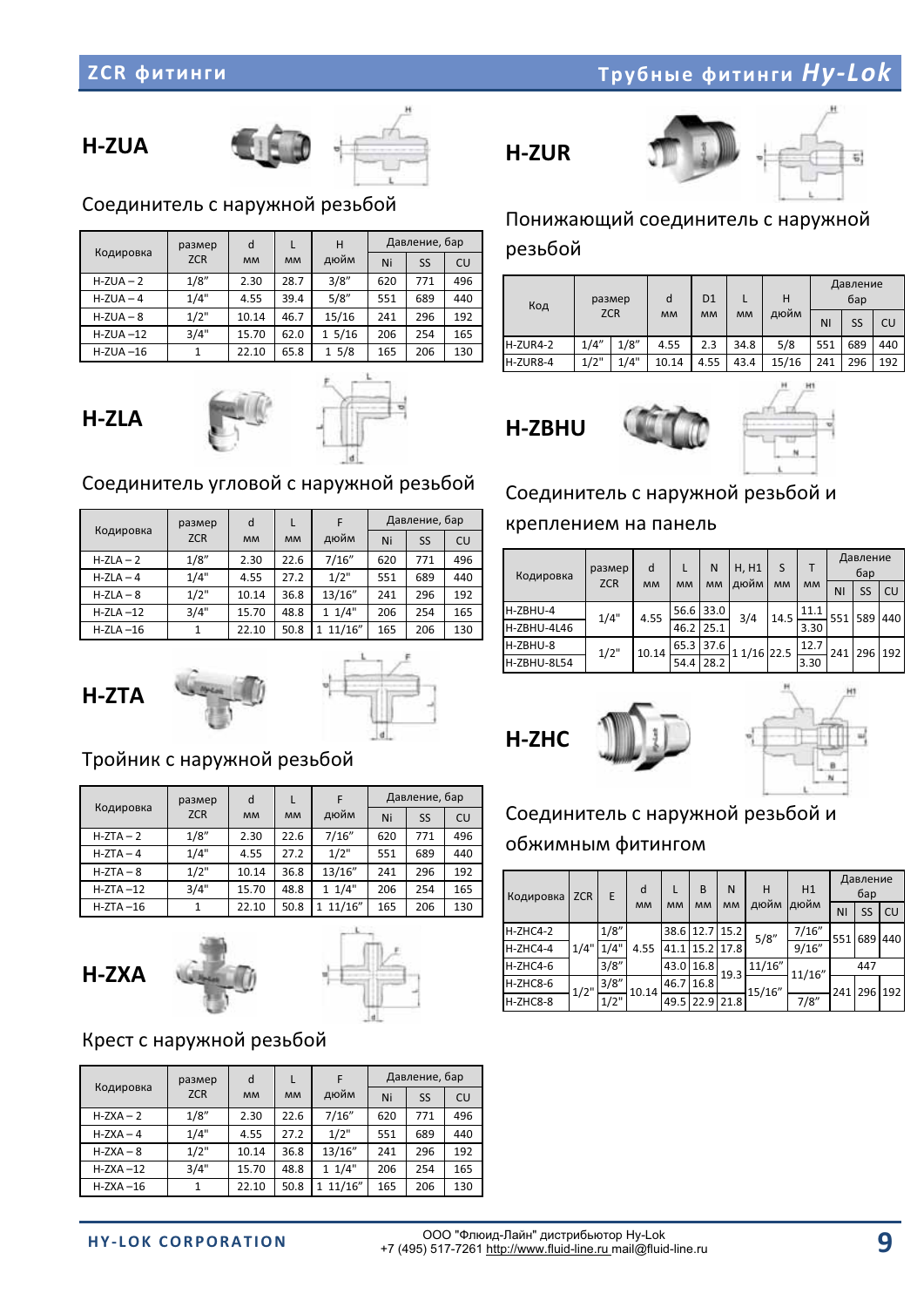## H-ZUA

Соединитель с наружной резьбой

| Кодировка | размер ZCR | d мм | L мм | H дюйм | Давление, бар | | |
|---|---|---|---|---|---|---|---|
| | | | | | Ni | SS | CU |
| H-ZUA – 2 | 1/8" | 2.30 | 28.7 | 3/8" | 620 | 771 | 496 |
| H-ZUA – 4 | 1/4" | 4.55 | 39.4 | 5/8" | 551 | 689 | 440 |
| H-ZUA – 8 | 1/2" | 10.14 | 46.7 | 15/16 | 241 | 296 | 192 |
| H-ZUA –12 | 3/4" | 15.70 | 62.0 | 1 5/16 | 206 | 254 | 165 |
| H-ZUA –16 | 1 | 22.10 | 65.8 | 1 5/8 | 165 | 206 | 130 |

## H-ZLA

Соединитель угловой с наружной резьбой

| Кодировка | размер ZCR | d мм | L мм | F дюйм | Давление, бар | | |
|---|---|---|---|---|---|---|---|
| | | | | | Ni | SS | CU |
| H-ZLA – 2 | 1/8" | 2.30 | 22.6 | 7/16" | 620 | 771 | 496 |
| H-ZLA – 4 | 1/4" | 4.55 | 27.2 | 1/2" | 551 | 689 | 440 |
| H-ZLA – 8 | 1/2" | 10.14 | 36.8 | 13/16" | 241 | 296 | 192 |
| H-ZLA –12 | 3/4" | 15.70 | 48.8 | 1 1/4" | 206 | 254 | 165 |
| H-ZLA –16 | 1 | 22.10 | 50.8 | 1 11/16" | 165 | 206 | 130 |

## H-ZTA

Тройник с наружной резьбой

| Кодировка | размер ZCR | d мм | L мм | F дюйм | Давление, бар | | |
|---|---|---|---|---|---|---|---|
| | | | | | Ni | SS | CU |
| H-ZTA – 2 | 1/8" | 2.30 | 22.6 | 7/16" | 620 | 771 | 496 |
| H-ZTA – 4 | 1/4" | 4.55 | 27.2 | 1/2" | 551 | 689 | 440 |
| H-ZTA – 8 | 1/2" | 10.14 | 36.8 | 13/16" | 241 | 296 | 192 |
| H-ZTA –12 | 3/4" | 15.70 | 48.8 | 1 1/4" | 206 | 254 | 165 |
| H-ZTA –16 | 1 | 22.10 | 50.8 | 1 11/16" | 165 | 206 | 130 |

## H-ZXA

Крест с наружной резьбой

| Кодировка | размер ZCR | d мм | L мм | F дюйм | Давление, бар | | |
|---|---|---|---|---|---|---|---|
| | | | | | Ni | SS | CU |
| H-ZXA – 2 | 1/8" | 2.30 | 22.6 | 7/16" | 620 | 771 | 496 |
| H-ZXA – 4 | 1/4" | 4.55 | 27.2 | 1/2" | 551 | 689 | 440 |
| H-ZXA – 8 | 1/2" | 10.14 | 36.8 | 13/16" | 241 | 296 | 192 |
| H-ZXA –12 | 3/4" | 15.70 | 48.8 | 1 1/4" | 206 | 254 | 165 |
| H-ZXA –16 | 1 | 22.10 | 50.8 | 1 11/16" | 165 | 206 | 130 |

## H-ZUR

Понижающий соединитель с наружной резьбой

| Код | размер ZCR | | d мм | D1 мм | L мм | H дюйм | Давление бар | | |
|---|---|---|---|---|---|---|---|---|---|
| | | | | | | | NI | SS | CU |
| H-ZUR4-2 | 1/4" | 1/8" | 4.55 | 2.3 | 34.8 | 5/8 | 551 | 689 | 440 |
| H-ZUR8-4 | 1/2" | 1/4" | 10.14 | 4.55 | 43.4 | 15/16 | 241 | 296 | 192 |

## H-ZBHU

Соединитель с наружной резьбой и креплением на панель

| Кодировка | размер ZCR | d мм | L мм | N мм | H, H1 дюйм | S мм | T мм | Давление бар | | |
|---|---|---|---|---|---|---|---|---|---|---|
| | | | | | | | | NI | SS | CU |
| H-ZBHU-4 | 1/4" | 4.55 | 56.6 | 33.0 | 3/4 | 14.5 | 11.1 | 551 | 589 | 440 |
| H-ZBHU-4L46 | | | 46.2 | 25.1 | | | 3.30 | | | |
| H-ZBHU-8 | 1/2" | 10.14 | 65.3 | 37.6 | 1 1/16 | 22.5 | 12.7 | 241 | 296 | 192 |
| H-ZBHU-8L54 | | | 54.4 | 28.2 | | | 3.30 | | | |

## H-ZHC

Соединитель с наружной резьбой и обжимным фитингом

| Кодировка | ZCR | E | d мм | L мм | B мм | N мм | H дюйм | H1 дюйм | Давление бар | | |
|---|---|---|---|---|---|---|---|---|---|---|---|
| | | | | | | | | | NI | SS | CU |
| H-ZHC4-2 | 1/4" | 1/8" | 4.55 | 38.6 | 12.7 | 15.2 | 5/8" | 7/16" | 551 | 689 | 440 |
| H-ZHC4-4 | | 1/4" | | 41.1 | 15.2 | 17.8 | | 9/16" | | | |
| H-ZHC4-6 | | 3/8" | | 43.0 | 16.8 | 19.3 | 11/16" | 11/16" | | 447 | |
| H-ZHC8-6 | 1/2" | 3/8" | 10.14 | 46.7 | 16.8 | | 15/16" | | 241 | 296 | 192 |
| H-ZHC8-8 | | 1/2" | | 49.5 | 22.9 | 21.8 | | 7/8" | | | |

HY-LOK CORPORATION

ООО "Флюид-Лайн" дистрибьютор Hy-Lok
+7 (495) 517-7261 http://www.fluid-line.ru mail@fluid-line.ru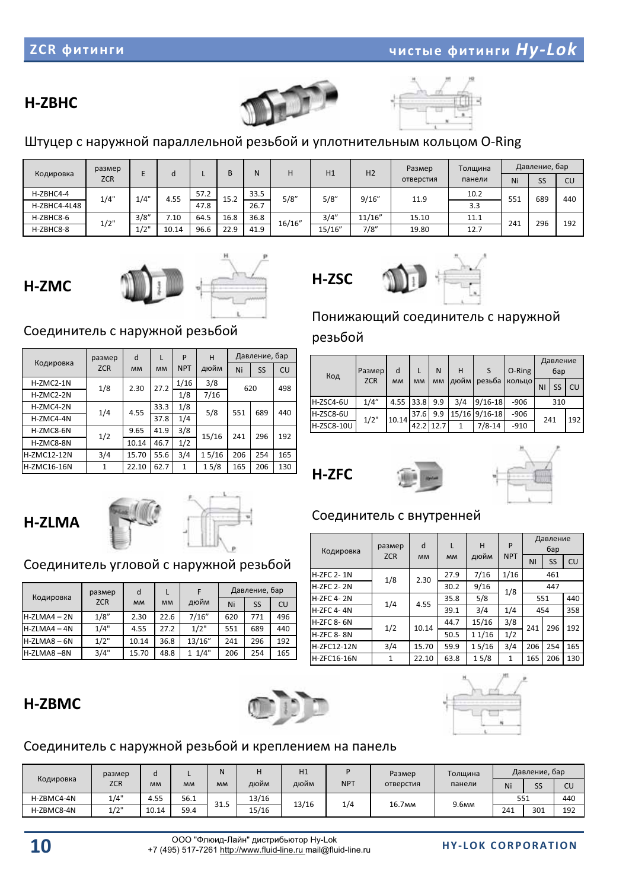## H-ZBHC

Штуцер с наружной параллельной резьбой и уплотнительным кольцом O-Ring

| Кодировка | размер ZCR | E | d | L | B | N | H | H1 | H2 | Размер отверстия | Толщина панели | Давление, бар | | |
|---|---|---|---|---|---|---|---|---|---|---|---|---|---|---|
| | | | | | | | | | | | | Ni | SS | CU |
| H-ZBHC4-4 | 1/4" | 1/4" | 4.55 | 57.2 | 15.2 | 33.5 | 5/8" | 5/8" | 9/16" | 11.9 | 10.2 | 551 | 689 | 440 |
| H-ZBHC4-4L48 | | | | 47.8 | | 26.7 | | | | | 3.3 | | | |
| H-ZBHC8-6 | 1/2" | 3/8" | 7.10 | 64.5 | 16.8 | 36.8 | 16/16" | 3/4" | 11/16" | 15.10 | 11.1 | 241 | 296 | 192 |
| H-ZBHC8-8 | | 1/2" | 10.14 | 96.6 | 22.9 | 41.9 | | 15/16" | 7/8" | 19.80 | 12.7 | | | |

## H-ZMC

Соединитель с наружной резьбой

| Кодировка | размер ZCR | d мм | L мм | P NPT | H дюйм | Давление, бар | | |
|---|---|---|---|---|---|---|---|---|
| | | | | | | Ni | SS | CU |
| H-ZMC2-1N | 1/8 | 2.30 | 27.2 | 1/16 | 3/8 | 620 | | 498 |
| H-ZMC2-2N | | | | 1/8 | 7/16 | | | |
| H-ZMC4-2N | 1/4 | 4.55 | 33.3 | 1/8 | 5/8 | 551 | 689 | 440 |
| H-ZMC4-4N | | | 37.8 | 1/4 | | | | |
| H-ZMC8-6N | 1/2 | 9.65 | 41.9 | 3/8 | 15/16 | 241 | 296 | 192 |
| H-ZMC8-8N | | 10.14 | 46.7 | 1/2 | | | | |
| H-ZMC12-12N | 3/4 | 15.70 | 55.6 | 3/4 | 1 5/16 | 206 | 254 | 165 |
| H-ZMC16-16N | 1 | 22.10 | 62.7 | 1 | 1 5/8 | 165 | 206 | 130 |

## H-ZSC

Понижающий соединитель с наружной резьбой

| Код | Размер ZCR | d мм | L мм | N мм | H дюйм | S резьба | O-Ring кольцо | Давление бар | | |
|---|---|---|---|---|---|---|---|---|---|---|
| | | | | | | | | NI | SS | CU |
| H-ZSC4-6U | 1/4" | 4.55 | 33.8 | 9.9 | 3/4 | 9/16-18 | -906 | 310 | | |
| H-ZSC8-6U | 1/2" | 10.14 | 37.6 | 9.9 | 15/16 | 9/16-18 | -906 | 241 | | 192 |
| H-ZSC8-10U | | | 42.2 | 12.7 | 1 | 7/8-14 | -910 | | | |

## H-ZLMA

Соединитель угловой с наружной резьбой

| Кодировка | размер ZCR | d мм | L мм | F дюйм | Давление, бар | | |
|---|---|---|---|---|---|---|---|
| | | | | | Ni | SS | CU |
| H-ZLMA4 – 2N | 1/8" | 2.30 | 22.6 | 7/16" | 620 | 771 | 496 |
| H-ZLMA4 – 4N | 1/4" | 4.55 | 27.2 | 1/2" | 551 | 689 | 440 |
| H-ZLMA8 – 6N | 1/2" | 10.14 | 36.8 | 13/16" | 241 | 296 | 192 |
| H-ZLMA8 –8N | 3/4" | 15.70 | 48.8 | 1 1/4" | 206 | 254 | 165 |

## H-ZFC

Соединитель с внутренней

| Кодировка | размер ZCR | d мм | L мм | H дюйм | P NPT | Давление бар | | |
|---|---|---|---|---|---|---|---|---|
| | | | | | | NI | SS | CU |
| H-ZFC 2- 1N | 1/8 | 2.30 | 27.9 | 7/16 | 1/16 | 461 | | |
| H-ZFC 2- 2N | | | 30.2 | 9/16 | 1/8 | 447 | | |
| H-ZFC 4- 2N | 1/4 | 4.55 | 35.8 | 5/8 | | 551 | | 440 |
| H-ZFC 4- 4N | | | 39.1 | 3/4 | 1/4 | 454 | | 358 |
| H-ZFC 8- 6N | 1/2 | 10.14 | 44.7 | 15/16 | 3/8 | 241 | 296 | 192 |
| H-ZFC 8- 8N | | | 50.5 | 1 1/16 | 1/2 | | | |
| H-ZFC12-12N | 3/4 | 15.70 | 59.9 | 1 5/16 | 3/4 | 206 | 254 | 165 |
| H-ZFC16-16N | 1 | 22.10 | 63.8 | 1 5/8 | 1 | 165 | 206 | 130 |

## H-ZBMC

Соединитель с наружной резьбой и креплением на панель

| Кодировка | размер ZCR | d мм | L мм | N мм | H дюйм | H1 дюйм | P NPT | Размер отверстия | Толщина панели | Давление, бар | | |
|---|---|---|---|---|---|---|---|---|---|---|---|---|
| | | | | | | | | | | Ni | SS | CU |
| H-ZBMC4-4N | 1/4" | 4.55 | 56.1 | 31.5 | 13/16 | 13/16 | 1/4 | 16.7мм | 9.6мм | 551 | | 440 |
| H-ZBMC8-4N | 1/2" | 10.14 | 59.4 | | 15/16 | | | | | 241 | 301 | 192 |

ООО "Флюид-Лайн" дистрибьютор Hy-Lok
+7 (495) 517-7261 http://www.fluid-line.ru mail@fluid-line.ru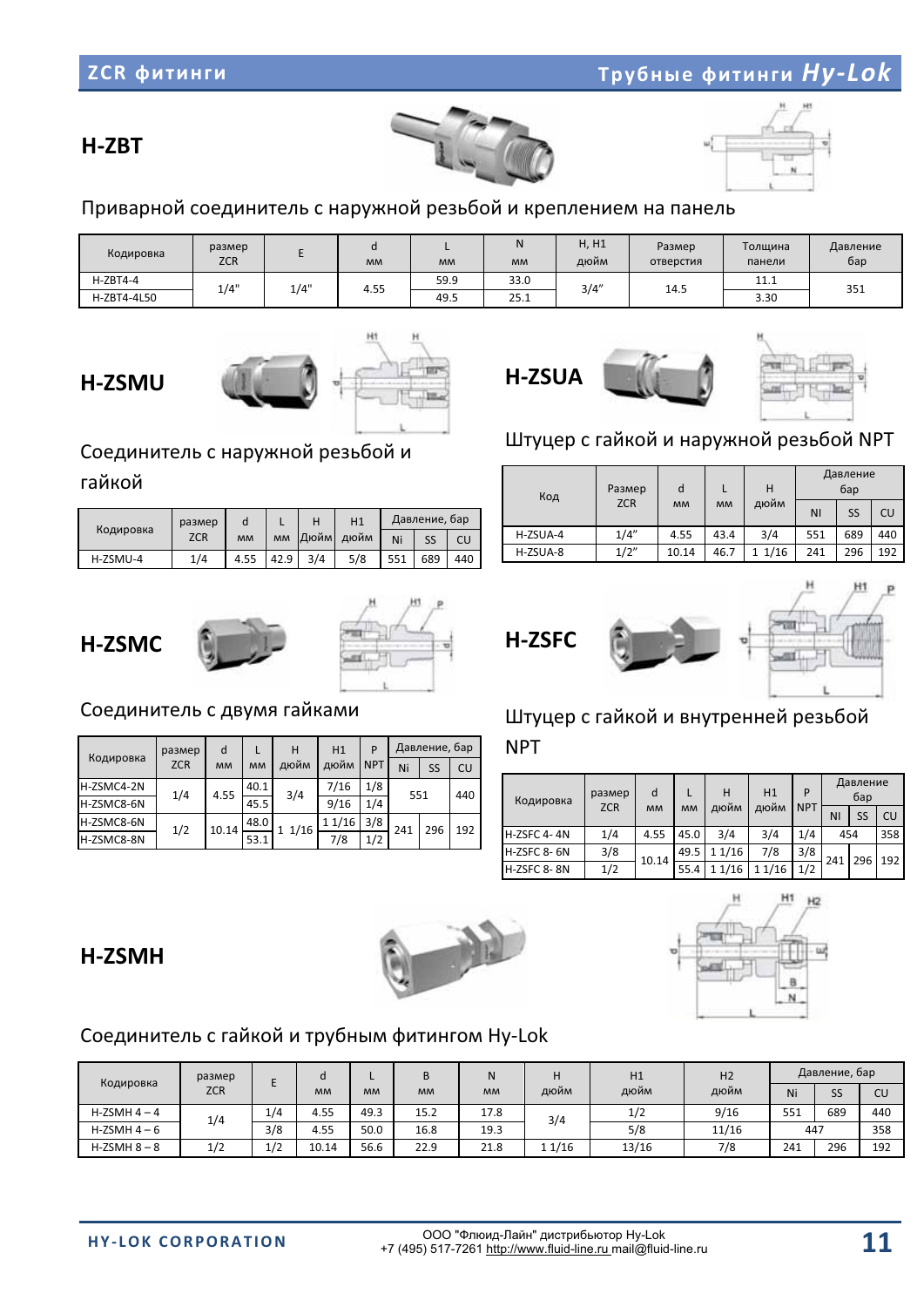## H-ZBT

Приварной соединитель с наружной резьбой и креплением на панель

| Кодировка | размер ZCR | E | d мм | L мм | N мм | H, H1 дюйм | Размер отверстия | Толщина панели | Давление бар |
|---|---|---|---|---|---|---|---|---|---|
| H-ZBT4-4 | 1/4" | 1/4" | 4.55 | 59.9 | 33.0 | 3/4" | 14.5 | 11.1 | 351 |
| H-ZBT4-4L50 | | | | 49.5 | 25.1 | | | 3.30 | |

## H-ZSMU

Соединитель с наружной резьбой и гайкой

| Кодировка | размер ZCR | d мм | L мм | H Дюйм | H1 дюйм | Давление, бар | | |
|---|---|---|---|---|---|---|---|---|
| | | | | | | Ni | SS | CU |
| H-ZSMU-4 | 1/4 | 4.55 | 42.9 | 3/4 | 5/8 | 551 | 689 | 440 |

## H-ZSUA

Штуцер с гайкой и наружной резьбой NPT

| Код | Размер ZCR | d мм | L мм | H дюйм | Давление бар | | |
|---|---|---|---|---|---|---|---|
| | | | | | NI | SS | CU |
| H-ZSUA-4 | 1/4" | 4.55 | 43.4 | 3/4 | 551 | 689 | 440 |
| H-ZSUA-8 | 1/2" | 10.14 | 46.7 | 1 1/16 | 241 | 296 | 192 |

## H-ZSMC

Соединитель с двумя гайками

| Кодировка | размер ZCR | d мм | L мм | H дюйм | H1 дюйм | P NPT | Давление, бар | | |
|---|---|---|---|---|---|---|---|---|---|
| | | | | | | | Ni | SS | CU |
| H-ZSMC4-2N | 1/4 | 4.55 | 40.1 | 3/4 | 7/16 | 1/8 | 551 | | 440 |
| H-ZSMC8-6N | | | 45.5 | | 9/16 | 1/4 | | | |
| H-ZSMC8-6N | 1/2 | 10.14 | 48.0 | 1 1/16 | 1 1/16 | 3/8 | 241 | 296 | 192 |
| H-ZSMC8-8N | | | 53.1 | | 7/8 | 1/2 | | | |

## H-ZSFC

Штуцер с гайкой и внутренней резьбой NPT

| Кодировка | размер ZCR | d мм | L мм | H дюйм | H1 дюйм | P NPT | Давление бар | | |
|---|---|---|---|---|---|---|---|---|---|
| | | | | | | | NI | SS | CU |
| H-ZSFC 4- 4N | 1/4 | 4.55 | 45.0 | 3/4 | 3/4 | 1/4 | 454 | | 358 |
| H-ZSFC 8- 6N | 3/8 | 10.14 | 49.5 | 1 1/16 | 7/8 | 3/8 | 241 | 296 | 192 |
| H-ZSFC 8- 8N | 1/2 | | 55.4 | 1 1/16 | 1 1/16 | 1/2 | | | |

## H-ZSMH

Соединитель с гайкой и трубным фитингом Hy-Lok

| Кодировка | размер ZCR | E | d мм | L мм | B мм | N мм | H дюйм | H1 дюйм | H2 дюйм | Давление, бар | | |
|---|---|---|---|---|---|---|---|---|---|---|---|---|
| | | | | | | | | | | Ni | SS | CU |
| H-ZSMH 4 – 4 | 1/4 | 1/4 | 4.55 | 49.3 | 15.2 | 17.8 | 3/4 | 1/2 | 9/16 | 551 | 689 | 440 |
| H-ZSMH 4 – 6 | | 3/8 | 4.55 | 50.0 | 16.8 | 19.3 | | 5/8 | 11/16 | 447 | | 358 |
| H-ZSMH 8 – 8 | 1/2 | 1/2 | 10.14 | 56.6 | 22.9 | 21.8 | 1 1/16 | 13/16 | 7/8 | 241 | 296 | 192 |

ООО "Флюид-Лайн" дистрибьютор Hy-Lok
+7 (495) 517-7261 http://www.fluid-line.ru mail@fluid-line.ru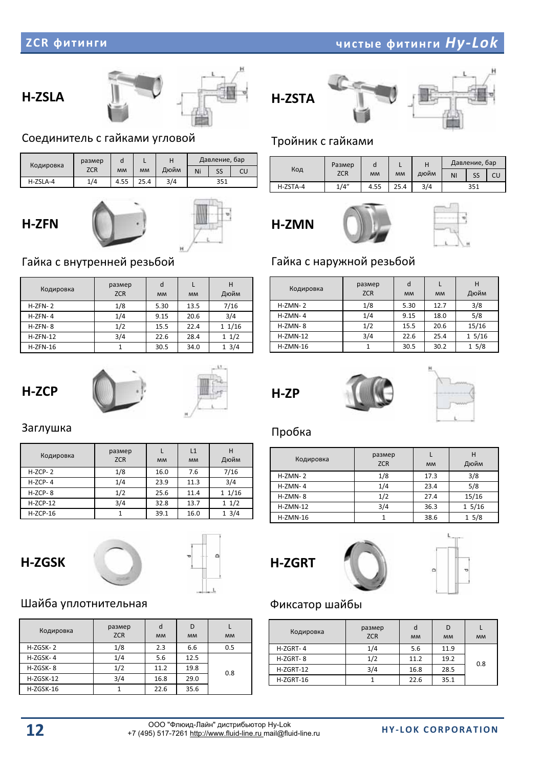## H-ZSLA

### Соединитель с гайками угловой

| Кодировка | размер ZCR | d мм | L мм | H Дюйм | Давление, бар | | |
|---|---|---|---|---|---|---|---|
| | | | | | Ni | SS | CU |
| H-ZSLA-4 | 1/4 | 4.55 | 25.4 | 3/4 | 351 | | |

## H-ZSTA

### Тройник с гайками

| Код | Размер ZCR | d мм | L мм | H дюйм | Давление, бар | | |
|---|---|---|---|---|---|---|---|
| | | | | | NI | SS | CU |
| H-ZSTA-4 | 1/4" | 4.55 | 25.4 | 3/4 | 351 | | |

## H-ZFN

### Гайка с внутренней резьбой

| Кодировка | размер ZCR | d мм | L мм | H Дюйм |
|---|---|---|---|---|
| H-ZFN- 2 | 1/8 | 5.30 | 13.5 | 7/16 |
| H-ZFN- 4 | 1/4 | 9.15 | 20.6 | 3/4 |
| H-ZFN- 8 | 1/2 | 15.5 | 22.4 | 1 1/16 |
| H-ZFN-12 | 3/4 | 22.6 | 28.4 | 1 1/2 |
| H-ZFN-16 | 1 | 30.5 | 34.0 | 1 3/4 |

## H-ZMN

### Гайка с наружной резьбой

| Кодировка | размер ZCR | d мм | L мм | H Дюйм |
|---|---|---|---|---|
| H-ZMN- 2 | 1/8 | 5.30 | 12.7 | 3/8 |
| H-ZMN- 4 | 1/4 | 9.15 | 18.0 | 5/8 |
| H-ZMN- 8 | 1/2 | 15.5 | 20.6 | 15/16 |
| H-ZMN-12 | 3/4 | 22.6 | 25.4 | 1 5/16 |
| H-ZMN-16 | 1 | 30.5 | 30.2 | 1 5/8 |

## H-ZCP

### Заглушка

| Кодировка | размер ZCR | L мм | L1 мм | H Дюйм |
|---|---|---|---|---|
| H-ZCP- 2 | 1/8 | 16.0 | 7.6 | 7/16 |
| H-ZCP- 4 | 1/4 | 23.9 | 11.3 | 3/4 |
| H-ZCP- 8 | 1/2 | 25.6 | 11.4 | 1 1/16 |
| H-ZCP-12 | 3/4 | 32.8 | 13.7 | 1 1/2 |
| H-ZCP-16 | 1 | 39.1 | 16.0 | 1 3/4 |

## H-ZP

### Пробка

| Кодировка | размер ZCR | L мм | H Дюйм |
|---|---|---|---|
| H-ZMN- 2 | 1/8 | 17.3 | 3/8 |
| H-ZMN- 4 | 1/4 | 23.4 | 5/8 |
| H-ZMN- 8 | 1/2 | 27.4 | 15/16 |
| H-ZMN-12 | 3/4 | 36.3 | 1 5/16 |
| H-ZMN-16 | 1 | 38.6 | 1 5/8 |

## H-ZGSK

### Шайба уплотнительная

| Кодировка | размер ZCR | d мм | D мм | L мм |
|---|---|---|---|---|
| H-ZGSK- 2 | 1/8 | 2.3 | 6.6 | 0.5 |
| H-ZGSK- 4 | 1/4 | 5.6 | 12.5 | 0.8 |
| H-ZGSK- 8 | 1/2 | 11.2 | 19.8 | |
| H-ZGSK-12 | 3/4 | 16.8 | 29.0 | |
| H-ZGSK-16 | 1 | 22.6 | 35.6 | |

## H-ZGRT

### Фиксатор шайбы

| Кодировка | размер ZCR | d мм | D мм | L мм |
|---|---|---|---|---|
| H-ZGRT- 4 | 1/4 | 5.6 | 11.9 | 0.8 |
| H-ZGRT- 8 | 1/2 | 11.2 | 19.2 | |
| H-ZGRT-12 | 3/4 | 16.8 | 28.5 | |
| H-ZGRT-16 | 1 | 22.6 | 35.1 | |

ООО "Флюид-Лайн" дистрибьютор Hy-Lok
+7 (495) 517-7261 http://www.fluid-line.ru mail@fluid-line.ru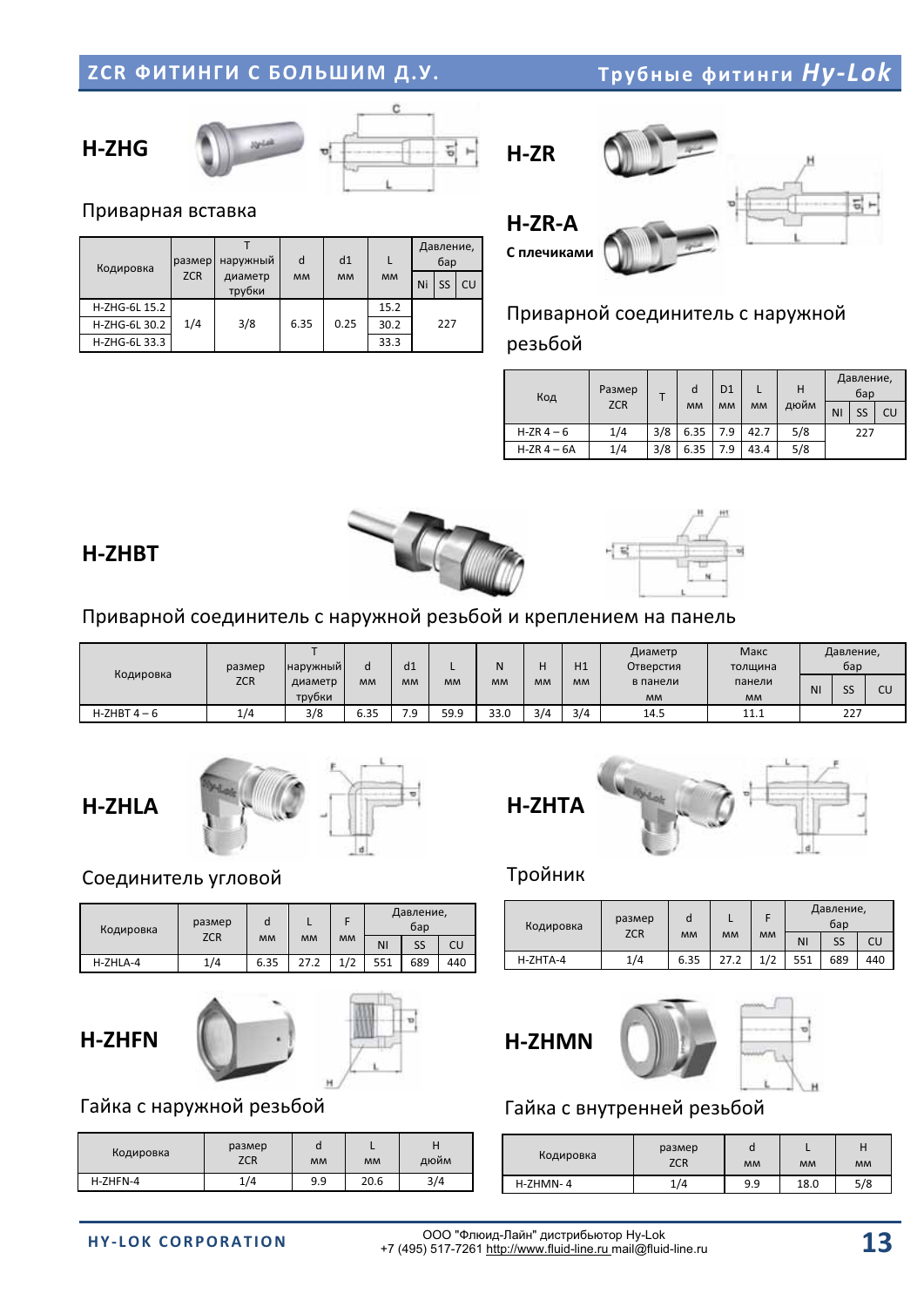# ZCR ФИТИНГИ С БОЛЬШИМ Д.У.

## H-ZHG

Приварная вставка

| Кодировка | размер ZCR | T наружный диаметр трубки | d мм | d1 мм | L мм | Давление, бар | | |
|---|---|---|---|---|---|---|---|---|
| | | | | | | Ni | SS | CU |
| H-ZHG-6L 15.2 | 1/4 | 3/8 | 6.35 | 0.25 | 15.2 | 227 | | |
| H-ZHG-6L 30.2 | | | | | 30.2 | | | |
| H-ZHG-6L 33.3 | | | | | 33.3 | | | |

## H-ZR

## H-ZR-A

**С плечиками**

Приварной соединитель с наружной резьбой

| Код | Размер ZCR | T | d мм | D1 мм | L мм | H дюйм | Давление, бар | | |
|---|---|---|---|---|---|---|---|---|---|
| | | | | | | | NI | SS | CU |
| H-ZR 4 – 6 | 1/4 | 3/8 | 6.35 | 7.9 | 42.7 | 5/8 | 227 | | |
| H-ZR 4 – 6A | 1/4 | 3/8 | 6.35 | 7.9 | 43.4 | 5/8 | | | |

## H-ZHBT

Приварной соединитель с наружной резьбой и креплением на панель

| Кодировка | размер ZCR | T наружный диаметр трубки | d мм | d1 мм | L мм | N мм | H мм | H1 мм | Диаметр Отверстия в панели мм | Макс толщина панели мм | Давление, бар | | |
|---|---|---|---|---|---|---|---|---|---|---|---|---|---|
| | | | | | | | | | | | NI | SS | CU |
| H-ZHBT 4 – 6 | 1/4 | 3/8 | 6.35 | 7.9 | 59.9 | 33.0 | 3/4 | 3/4 | 14.5 | 11.1 | 227 | | |

## H-ZHLA

Соединитель угловой

| Кодировка | размер ZCR | d мм | L мм | F мм | Давление, бар | | |
|---|---|---|---|---|---|---|---|
| | | | | | NI | SS | CU |
| H-ZHLA-4 | 1/4 | 6.35 | 27.2 | 1/2 | 551 | 689 | 440 |

## H-ZHTA

Тройник

| Кодировка | размер ZCR | d мм | L мм | F мм | Давление, бар | | |
|---|---|---|---|---|---|---|---|
| | | | | | NI | SS | CU |
| H-ZHTA-4 | 1/4 | 6.35 | 27.2 | 1/2 | 551 | 689 | 440 |

## H-ZHFN

Гайка с наружной резьбой

| Кодировка | размер ZCR | d мм | L мм | H дюйм |
|---|---|---|---|---|
| H-ZHFN-4 | 1/4 | 9.9 | 20.6 | 3/4 |

## H-ZHMN

Гайка с внутренней резьбой

| Кодировка | размер ZCR | d мм | L мм | H мм |
|---|---|---|---|---|
| H-ZHMN- 4 | 1/4 | 9.9 | 18.0 | 5/8 |

ООО "Флюид-Лайн" дистрибьютор Hy-Lok
+7 (495) 517-7261 http://www.fluid-line.ru mail@fluid-line.ru